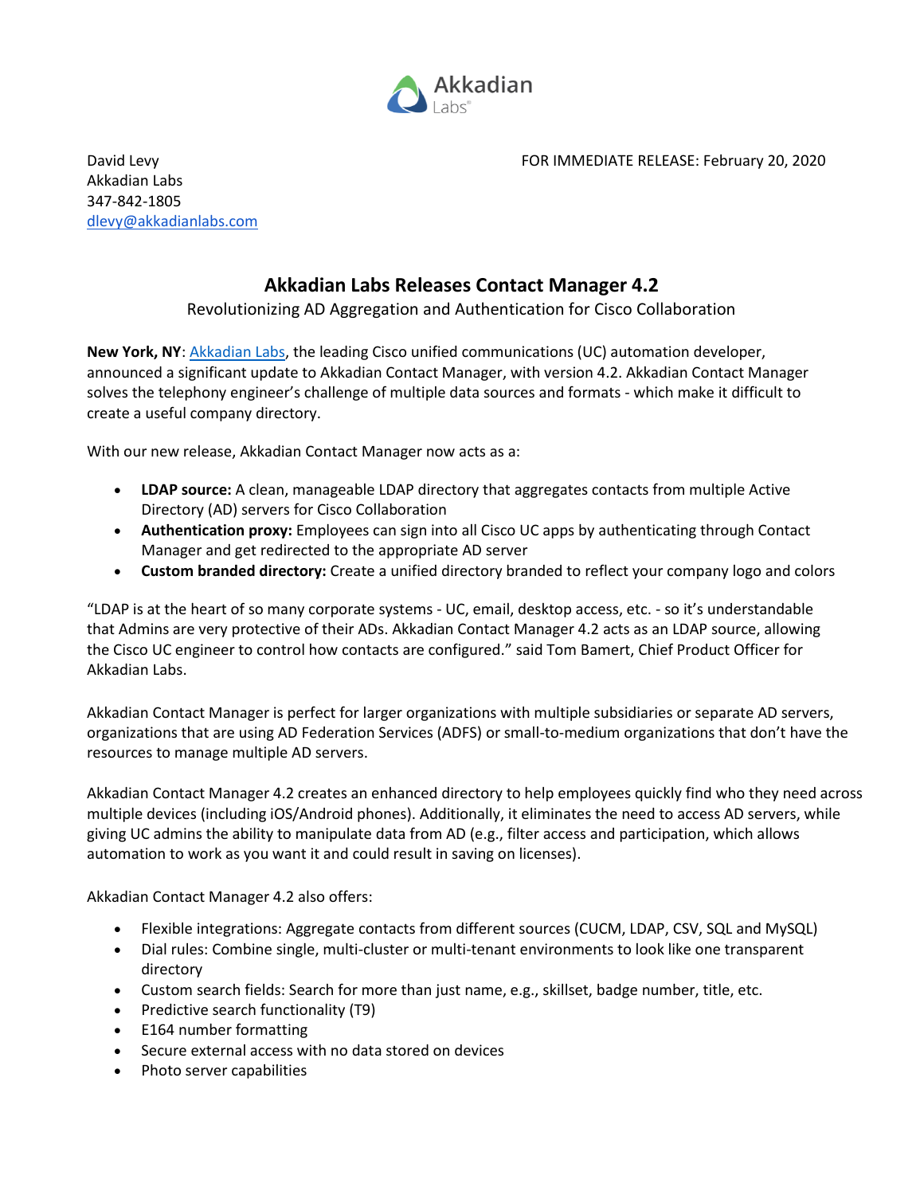David Levy
Akkadian Labs
347-842-1805
dlevy@akkadianlabs.com

FOR IMMEDIATE RELEASE: February 20, 2020

# Akkadian Labs Releases Contact Manager 4.2

Revolutionizing AD Aggregation and Authentication for Cisco Collaboration

**New York, NY**: Akkadian Labs, the leading Cisco unified communications (UC) automation developer, announced a significant update to Akkadian Contact Manager, with version 4.2. Akkadian Contact Manager solves the telephony engineer's challenge of multiple data sources and formats - which make it difficult to create a useful company directory.

With our new release, Akkadian Contact Manager now acts as a:

- **LDAP source:** A clean, manageable LDAP directory that aggregates contacts from multiple Active Directory (AD) servers for Cisco Collaboration
- **Authentication proxy:** Employees can sign into all Cisco UC apps by authenticating through Contact Manager and get redirected to the appropriate AD server
- **Custom branded directory:** Create a unified directory branded to reflect your company logo and colors

"LDAP is at the heart of so many corporate systems - UC, email, desktop access, etc. - so it's understandable that Admins are very protective of their ADs. Akkadian Contact Manager 4.2 acts as an LDAP source, allowing the Cisco UC engineer to control how contacts are configured." said Tom Bamert, Chief Product Officer for Akkadian Labs.

Akkadian Contact Manager is perfect for larger organizations with multiple subsidiaries or separate AD servers, organizations that are using AD Federation Services (ADFS) or small-to-medium organizations that don't have the resources to manage multiple AD servers.

Akkadian Contact Manager 4.2 creates an enhanced directory to help employees quickly find who they need across multiple devices (including iOS/Android phones). Additionally, it eliminates the need to access AD servers, while giving UC admins the ability to manipulate data from AD (e.g., filter access and participation, which allows automation to work as you want it and could result in saving on licenses).

Akkadian Contact Manager 4.2 also offers:

- Flexible integrations: Aggregate contacts from different sources (CUCM, LDAP, CSV, SQL and MySQL)
- Dial rules: Combine single, multi-cluster or multi-tenant environments to look like one transparent directory
- Custom search fields: Search for more than just name, e.g., skillset, badge number, title, etc.
- Predictive search functionality (T9)
- E164 number formatting
- Secure external access with no data stored on devices
- Photo server capabilities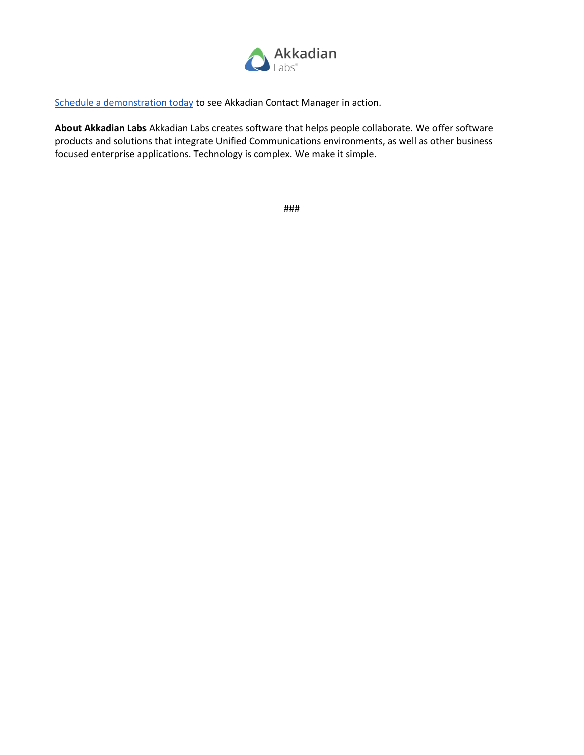[Schedule a demonstration today] to see Akkadian Contact Manager in action.

**About Akkadian Labs** Akkadian Labs creates software that helps people collaborate. We offer software products and solutions that integrate Unified Communications environments, as well as other business focused enterprise applications. Technology is complex. We make it simple.

###